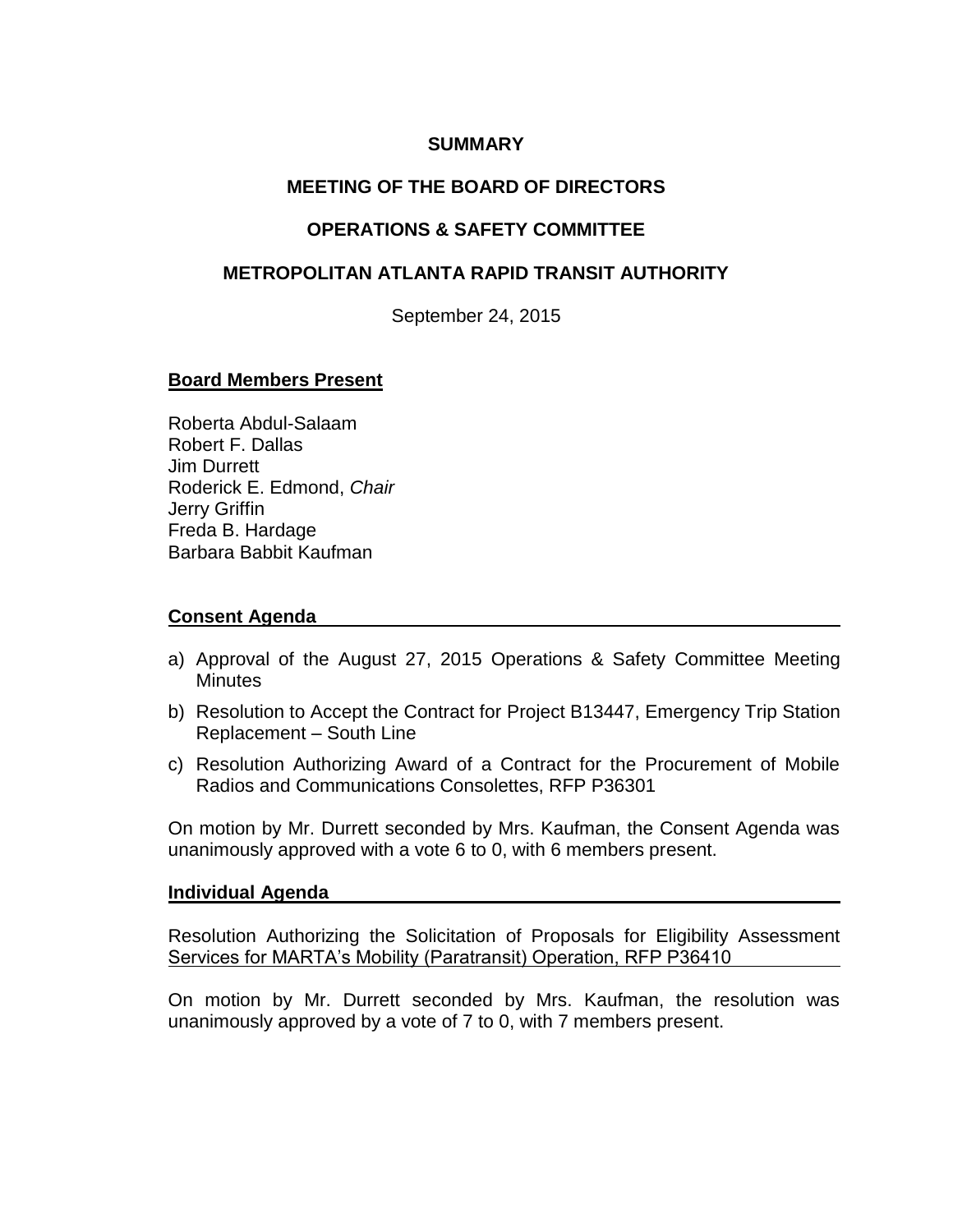# SUMMARY

## MEETING OF THE BOARD OF DIRECTORS

## OPERATIONS & SAFETY COMMITTEE

## METROPOLITAN ATLANTA RAPID TRANSIT AUTHORITY

September 24, 2015

**Board Members Present**

Roberta Abdul-Salaam
Robert F. Dallas
Jim Durrett
Roderick E. Edmond, *Chair*
Jerry Griffin
Freda B. Hardage
Barbara Babbit Kaufman

**Consent Agenda**

a) Approval of the August 27, 2015 Operations & Safety Committee Meeting Minutes
b) Resolution to Accept the Contract for Project B13447, Emergency Trip Station Replacement – South Line
c) Resolution Authorizing Award of a Contract for the Procurement of Mobile Radios and Communications Consolettes, RFP P36301

On motion by Mr. Durrett seconded by Mrs. Kaufman, the Consent Agenda was unanimously approved with a vote 6 to 0, with 6 members present.

**Individual Agenda**

Resolution Authorizing the Solicitation of Proposals for Eligibility Assessment Services for MARTA's Mobility (Paratransit) Operation, RFP P36410

On motion by Mr. Durrett seconded by Mrs. Kaufman, the resolution was unanimously approved by a vote of 7 to 0, with 7 members present.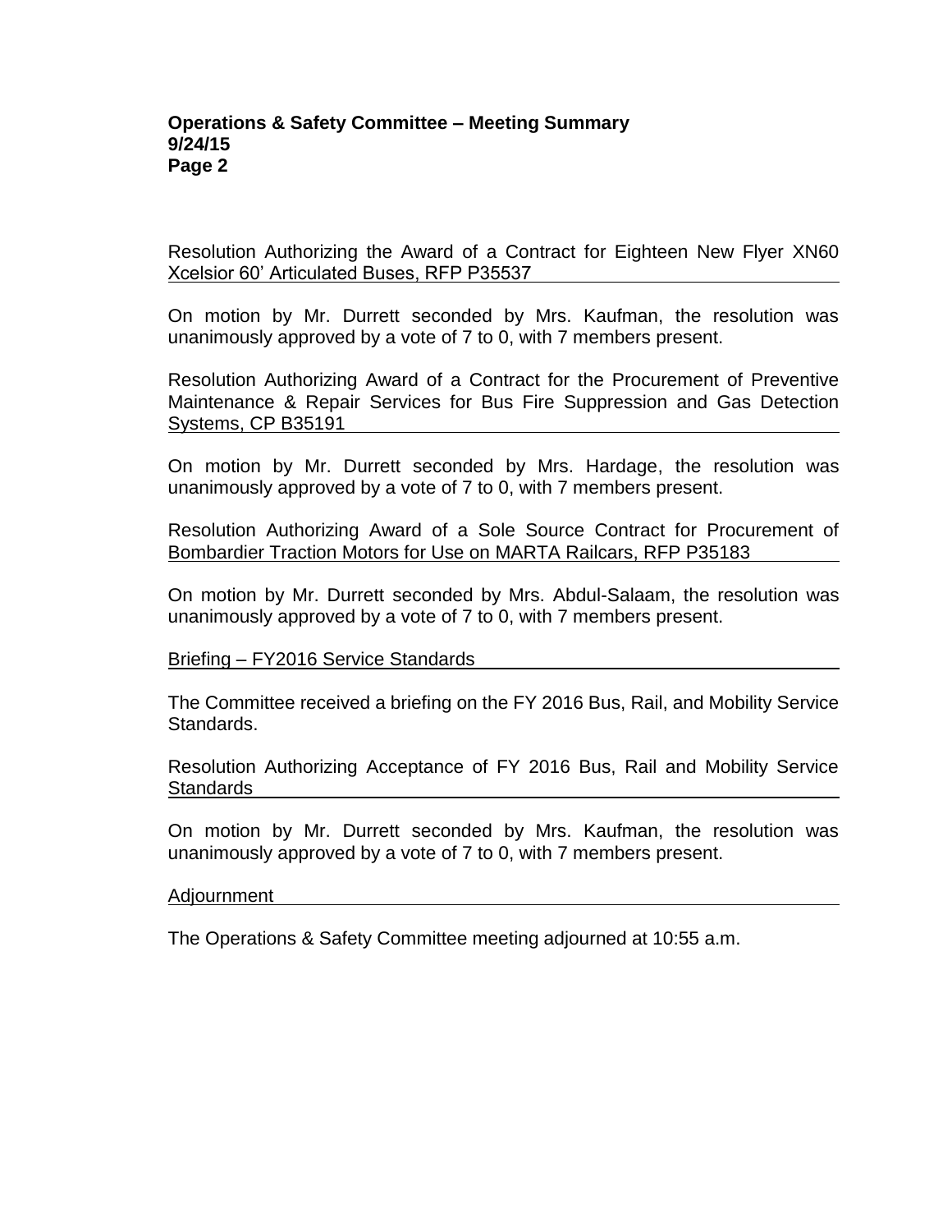Resolution Authorizing the Award of a Contract for Eighteen New Flyer XN60 Xcelsior 60' Articulated Buses, RFP P35537

On motion by Mr. Durrett seconded by Mrs. Kaufman, the resolution was unanimously approved by a vote of 7 to 0, with 7 members present.

Resolution Authorizing Award of a Contract for the Procurement of Preventive Maintenance & Repair Services for Bus Fire Suppression and Gas Detection Systems, CP B35191

On motion by Mr. Durrett seconded by Mrs. Hardage, the resolution was unanimously approved by a vote of 7 to 0, with 7 members present.

Resolution Authorizing Award of a Sole Source Contract for Procurement of Bombardier Traction Motors for Use on MARTA Railcars, RFP P35183

On motion by Mr. Durrett seconded by Mrs. Abdul-Salaam, the resolution was unanimously approved by a vote of 7 to 0, with 7 members present.

Briefing – FY2016 Service Standards

The Committee received a briefing on the FY 2016 Bus, Rail, and Mobility Service Standards.

Resolution Authorizing Acceptance of FY 2016 Bus, Rail and Mobility Service Standards

On motion by Mr. Durrett seconded by Mrs. Kaufman, the resolution was unanimously approved by a vote of 7 to 0, with 7 members present.

Adjournment

The Operations & Safety Committee meeting adjourned at 10:55 a.m.